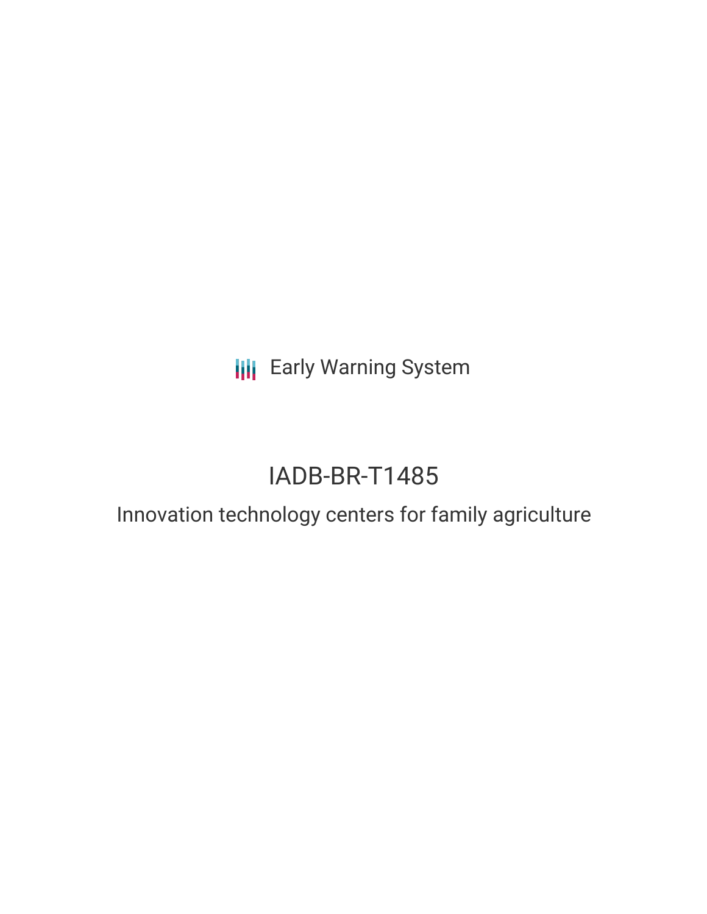Early Warning System

# IADB-BR-T1485

## Innovation technology centers for family agriculture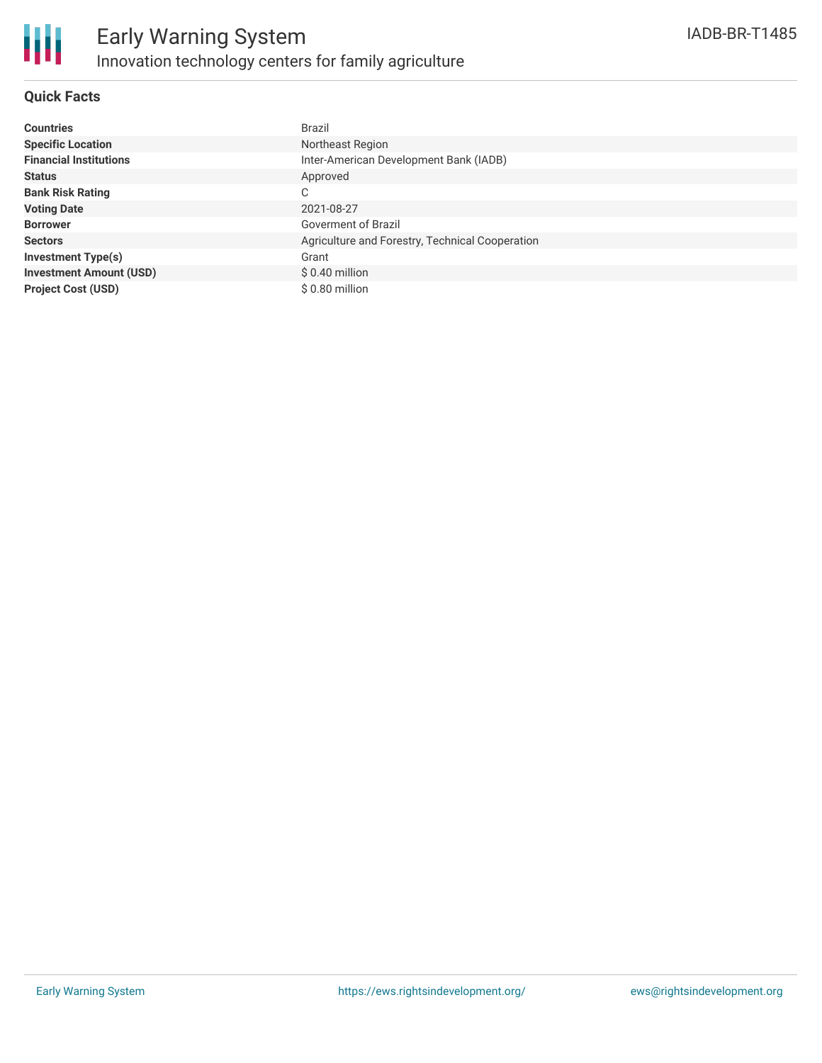# Early Warning System

## Innovation technology centers for family agriculture

IADB-BR-T1485

### Quick Facts

| | |
|---|---|
| **Countries** | Brazil |
| **Specific Location** | Northeast Region |
| **Financial Institutions** | Inter-American Development Bank (IADB) |
| **Status** | Approved |
| **Bank Risk Rating** | C |
| **Voting Date** | 2021-08-27 |
| **Borrower** | Goverment of Brazil |
| **Sectors** | Agriculture and Forestry, Technical Cooperation |
| **Investment Type(s)** | Grant |
| **Investment Amount (USD)** | $ 0.40 million |
| **Project Cost (USD)** | $ 0.80 million |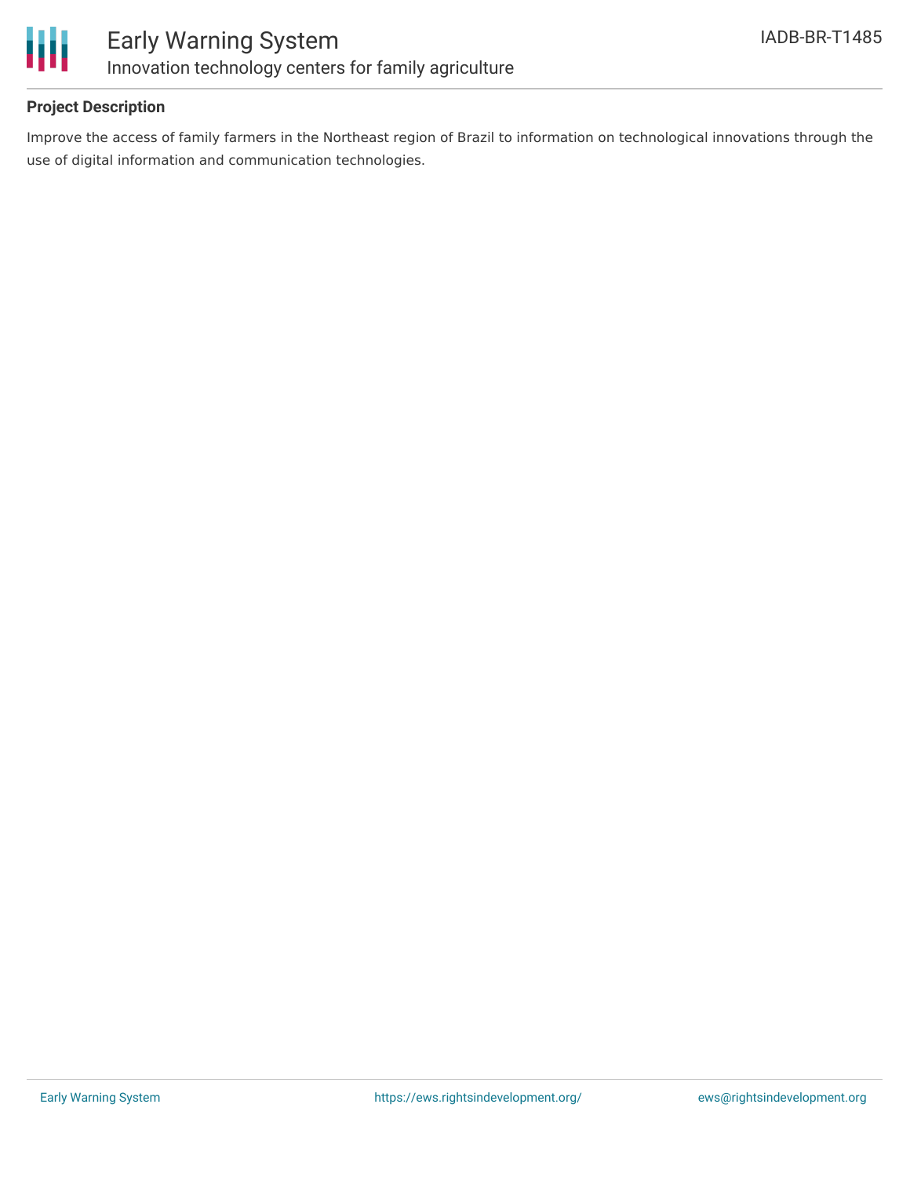## Project Description

Improve the access of family farmers in the Northeast region of Brazil to information on technological innovations through the use of digital information and communication technologies.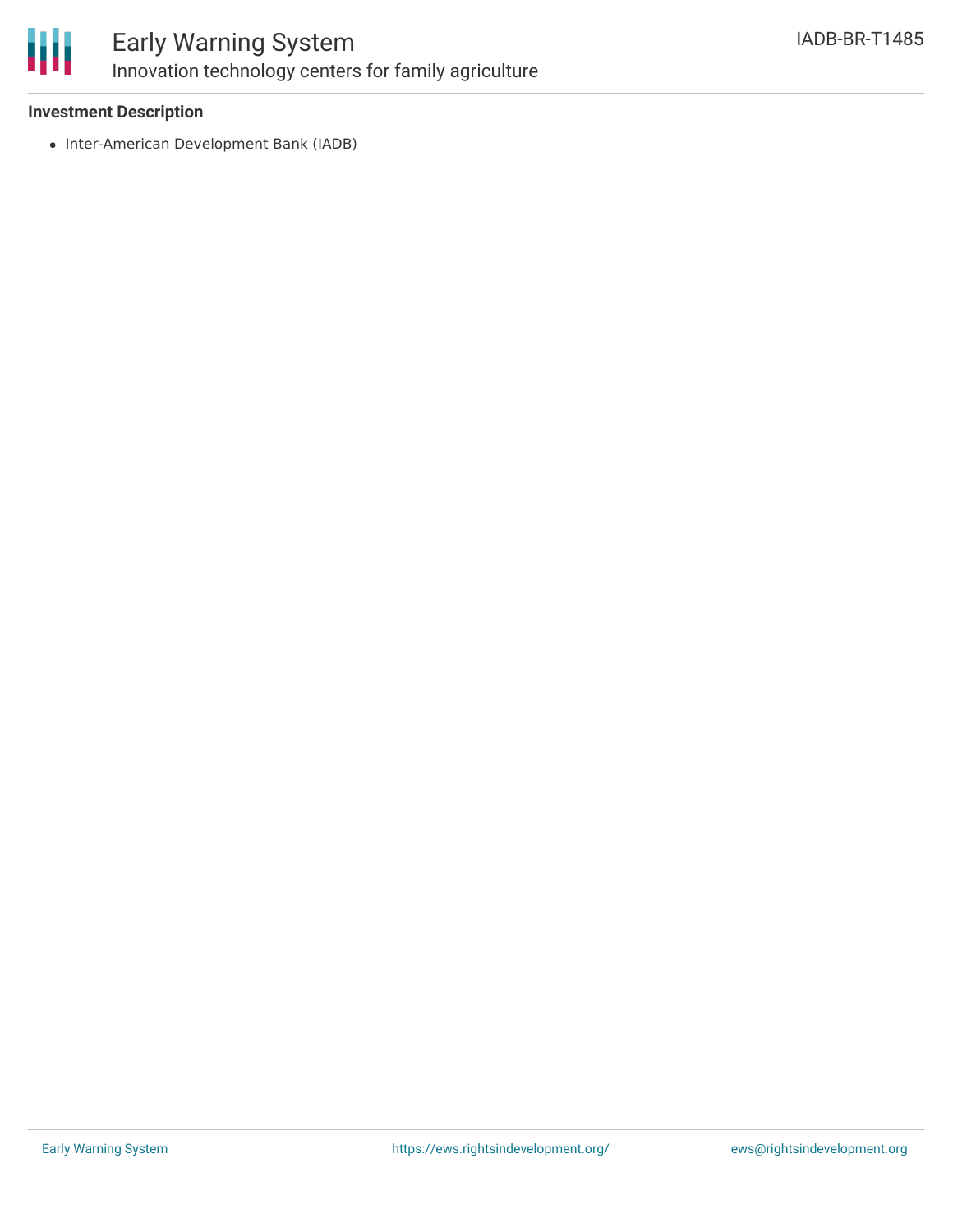**Investment Description**

- Inter-American Development Bank (IADB)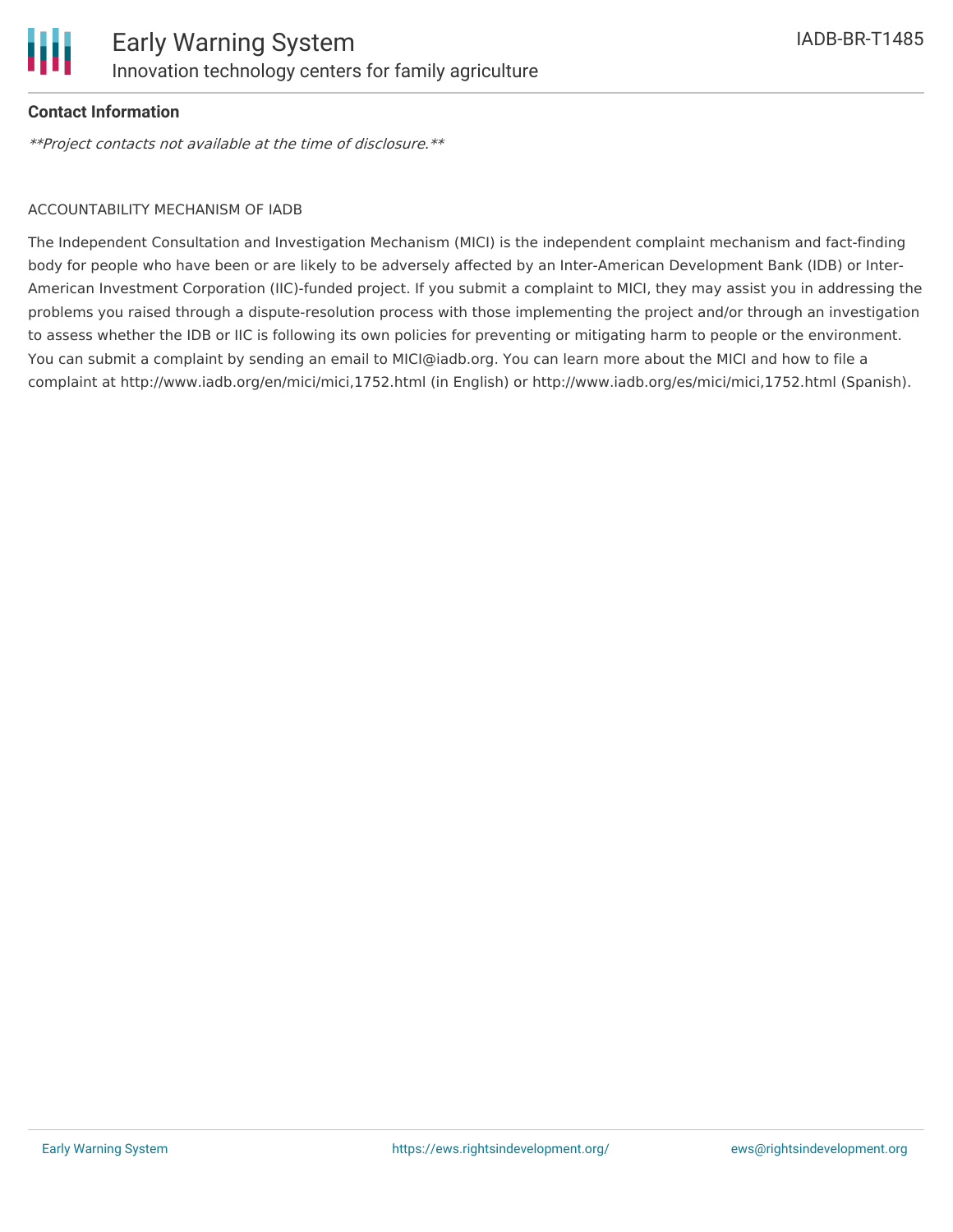**Contact Information**

*\*\*Project contacts not available at the time of disclosure.\*\**

ACCOUNTABILITY MECHANISM OF IADB

The Independent Consultation and Investigation Mechanism (MICI) is the independent complaint mechanism and fact-finding body for people who have been or are likely to be adversely affected by an Inter-American Development Bank (IDB) or Inter-American Investment Corporation (IIC)-funded project. If you submit a complaint to MICI, they may assist you in addressing the problems you raised through a dispute-resolution process with those implementing the project and/or through an investigation to assess whether the IDB or IIC is following its own policies for preventing or mitigating harm to people or the environment. You can submit a complaint by sending an email to MICI@iadb.org. You can learn more about the MICI and how to file a complaint at http://www.iadb.org/en/mici/mici,1752.html (in English) or http://www.iadb.org/es/mici/mici,1752.html (Spanish).